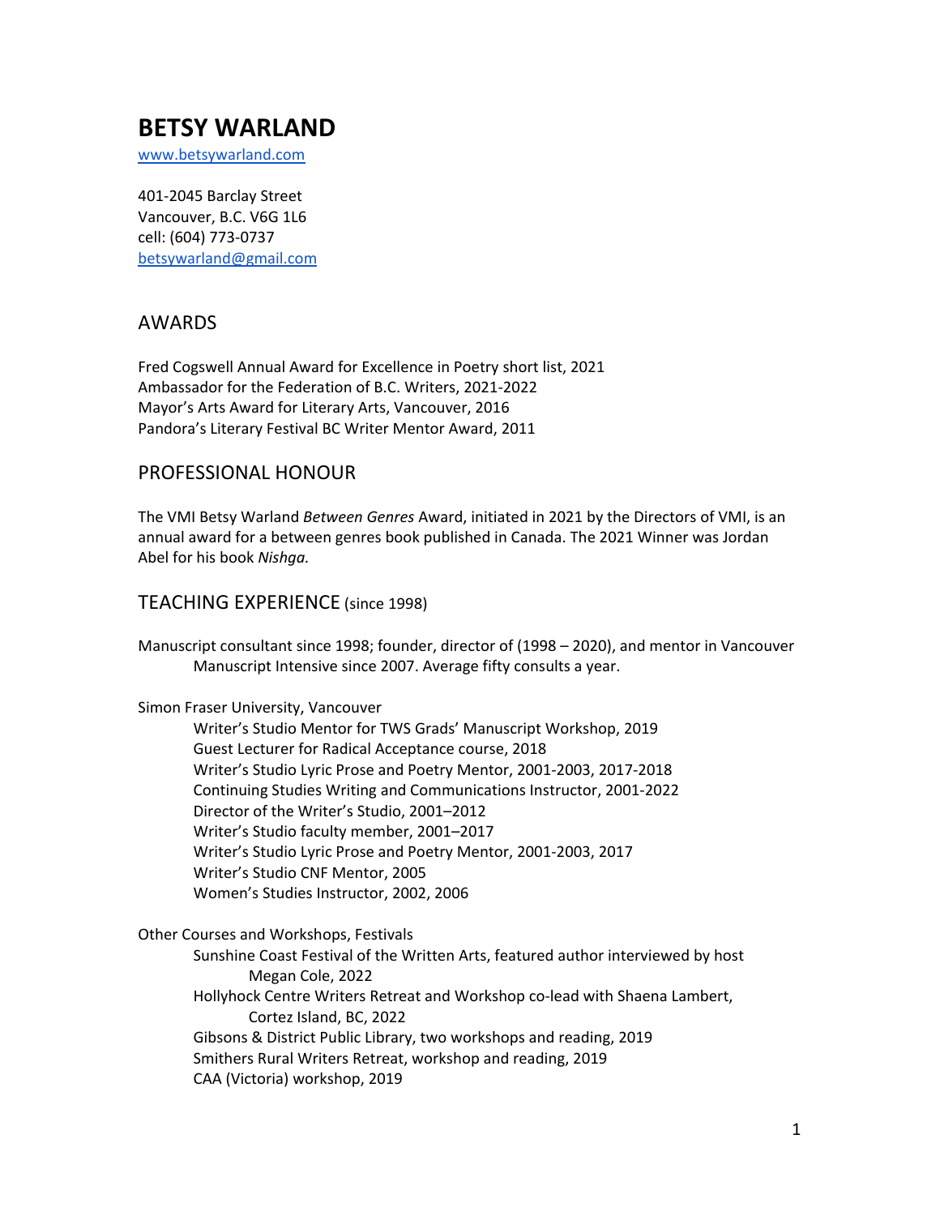# BETSY WARLAND

www.betsywarland.com

401-2045 Barclay Street
Vancouver, B.C. V6G 1L6
cell: (604) 773-0737
betsywarland@gmail.com

## AWARDS

Fred Cogswell Annual Award for Excellence in Poetry short list, 2021
Ambassador for the Federation of B.C. Writers, 2021-2022
Mayor's Arts Award for Literary Arts, Vancouver, 2016
Pandora's Literary Festival BC Writer Mentor Award, 2011

## PROFESSIONAL HONOUR

The VMI Betsy Warland *Between Genres* Award, initiated in 2021 by the Directors of VMI, is an annual award for a between genres book published in Canada. The 2021 Winner was Jordan Abel for his book *Nishga.*

## TEACHING EXPERIENCE (since 1998)

Manuscript consultant since 1998; founder, director of (1998 – 2020), and mentor in Vancouver Manuscript Intensive since 2007. Average fifty consults a year.

Simon Fraser University, Vancouver

- Writer's Studio Mentor for TWS Grads' Manuscript Workshop, 2019
- Guest Lecturer for Radical Acceptance course, 2018
- Writer's Studio Lyric Prose and Poetry Mentor, 2001-2003, 2017-2018
- Continuing Studies Writing and Communications Instructor, 2001-2022
- Director of the Writer's Studio, 2001–2012
- Writer's Studio faculty member, 2001–2017
- Writer's Studio Lyric Prose and Poetry Mentor, 2001-2003, 2017
- Writer's Studio CNF Mentor, 2005
- Women's Studies Instructor, 2002, 2006

Other Courses and Workshops, Festivals

- Sunshine Coast Festival of the Written Arts, featured author interviewed by host Megan Cole, 2022
- Hollyhock Centre Writers Retreat and Workshop co-lead with Shaena Lambert, Cortez Island, BC, 2022
- Gibsons & District Public Library, two workshops and reading, 2019
- Smithers Rural Writers Retreat, workshop and reading, 2019
- CAA (Victoria) workshop, 2019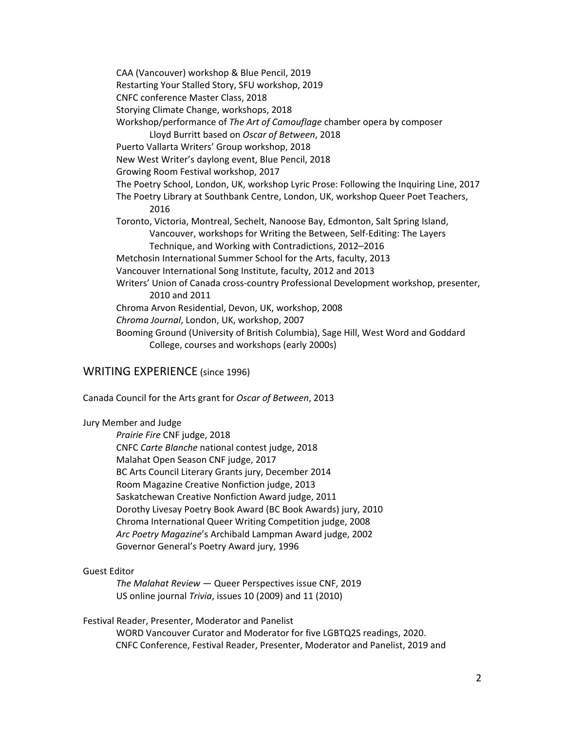CAA (Vancouver) workshop & Blue Pencil, 2019
Restarting Your Stalled Story, SFU workshop, 2019
CNFC conference Master Class, 2018
Storying Climate Change, workshops, 2018
Workshop/performance of *The Art of Camouflage* chamber opera by composer Lloyd Burritt based on *Oscar of Between*, 2018
Puerto Vallarta Writers' Group workshop, 2018
New West Writer's daylong event, Blue Pencil, 2018
Growing Room Festival workshop, 2017
The Poetry School, London, UK, workshop Lyric Prose: Following the Inquiring Line, 2017
The Poetry Library at Southbank Centre, London, UK, workshop Queer Poet Teachers, 2016
Toronto, Victoria, Montreal, Sechelt, Nanoose Bay, Edmonton, Salt Spring Island, Vancouver, workshops for Writing the Between, Self-Editing: The Layers Technique, and Working with Contradictions, 2012–2016
Metchosin International Summer School for the Arts, faculty, 2013
Vancouver International Song Institute, faculty, 2012 and 2013
Writers' Union of Canada cross-country Professional Development workshop, presenter, 2010 and 2011
Chroma Arvon Residential, Devon, UK, workshop, 2008
*Chroma Journal*, London, UK, workshop, 2007
Booming Ground (University of British Columbia), Sage Hill, West Word and Goddard College, courses and workshops (early 2000s)

## WRITING EXPERIENCE (since 1996)

Canada Council for the Arts grant for *Oscar of Between*, 2013

Jury Member and Judge

*Prairie Fire* CNF judge, 2018
CNFC *Carte Blanche* national contest judge, 2018
Malahat Open Season CNF judge, 2017
BC Arts Council Literary Grants jury, December 2014
Room Magazine Creative Nonfiction judge, 2013
Saskatchewan Creative Nonfiction Award judge, 2011
Dorothy Livesay Poetry Book Award (BC Book Awards) jury, 2010
Chroma International Queer Writing Competition judge, 2008
*Arc Poetry Magazine*'s Archibald Lampman Award judge, 2002
Governor General's Poetry Award jury, 1996

Guest Editor

*The Malahat Review* — Queer Perspectives issue CNF, 2019
US online journal *Trivia*, issues 10 (2009) and 11 (2010)

Festival Reader, Presenter, Moderator and Panelist

WORD Vancouver Curator and Moderator for five LGBTQ2S readings, 2020.
CNFC Conference, Festival Reader, Presenter, Moderator and Panelist, 2019 and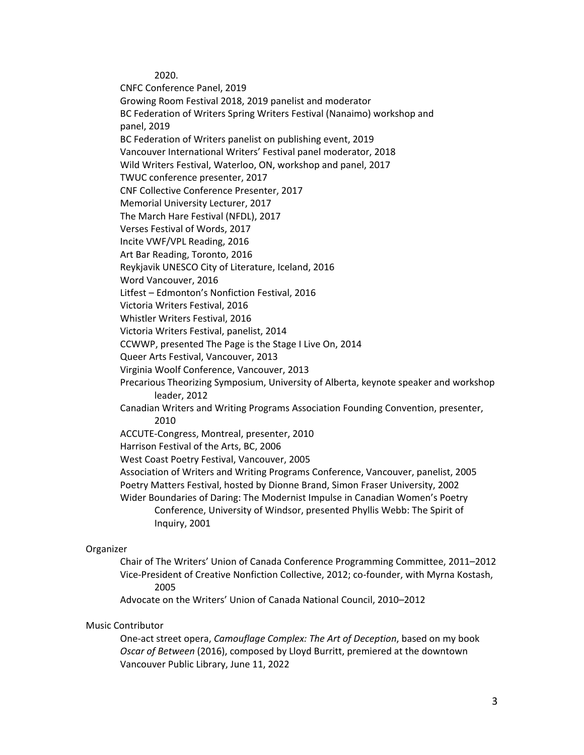2020.

CNFC Conference Panel, 2019
Growing Room Festival 2018, 2019 panelist and moderator
BC Federation of Writers Spring Writers Festival (Nanaimo) workshop and panel, 2019
BC Federation of Writers panelist on publishing event, 2019
Vancouver International Writers' Festival panel moderator, 2018
Wild Writers Festival, Waterloo, ON, workshop and panel, 2017
TWUC conference presenter, 2017
CNF Collective Conference Presenter, 2017
Memorial University Lecturer, 2017
The March Hare Festival (NFDL), 2017
Verses Festival of Words, 2017
Incite VWF/VPL Reading, 2016
Art Bar Reading, Toronto, 2016
Reykjavik UNESCO City of Literature, Iceland, 2016
Word Vancouver, 2016
Litfest – Edmonton's Nonfiction Festival, 2016
Victoria Writers Festival, 2016
Whistler Writers Festival, 2016
Victoria Writers Festival, panelist, 2014
CCWWP, presented The Page is the Stage I Live On, 2014
Queer Arts Festival, Vancouver, 2013
Virginia Woolf Conference, Vancouver, 2013
Precarious Theorizing Symposium, University of Alberta, keynote speaker and workshop leader, 2012
Canadian Writers and Writing Programs Association Founding Convention, presenter, 2010
ACCUTE-Congress, Montreal, presenter, 2010
Harrison Festival of the Arts, BC, 2006
West Coast Poetry Festival, Vancouver, 2005
Association of Writers and Writing Programs Conference, Vancouver, panelist, 2005
Poetry Matters Festival, hosted by Dionne Brand, Simon Fraser University, 2002
Wider Boundaries of Daring: The Modernist Impulse in Canadian Women's Poetry Conference, University of Windsor, presented Phyllis Webb: The Spirit of Inquiry, 2001

Organizer

Chair of The Writers' Union of Canada Conference Programming Committee, 2011–2012
Vice-President of Creative Nonfiction Collective, 2012; co-founder, with Myrna Kostash, 2005
Advocate on the Writers' Union of Canada National Council, 2010–2012

Music Contributor

One-act street opera, *Camouflage Complex: The Art of Deception*, based on my book *Oscar of Between* (2016), composed by Lloyd Burritt, premiered at the downtown Vancouver Public Library, June 11, 2022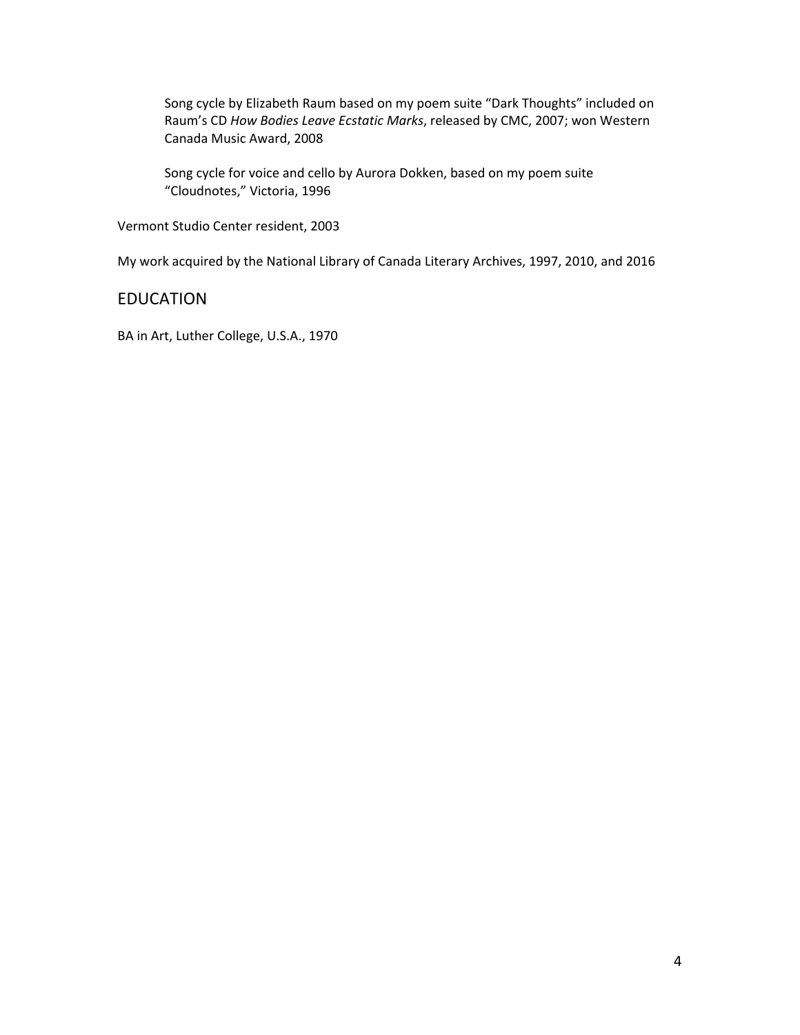Song cycle by Elizabeth Raum based on my poem suite "Dark Thoughts" included on Raum's CD *How Bodies Leave Ecstatic Marks*, released by CMC, 2007; won Western Canada Music Award, 2008

Song cycle for voice and cello by Aurora Dokken, based on my poem suite "Cloudnotes," Victoria, 1996

Vermont Studio Center resident, 2003

My work acquired by the National Library of Canada Literary Archives, 1997, 2010, and 2016

## EDUCATION

BA in Art, Luther College, U.S.A., 1970